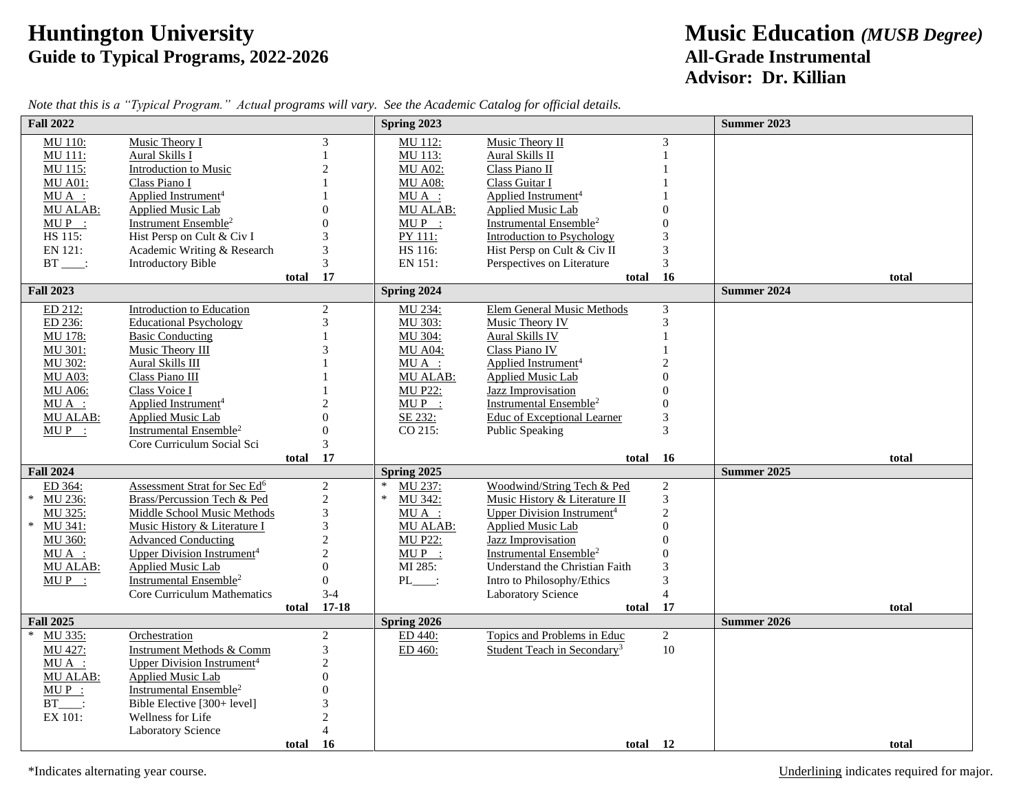# Huntington University
## Guide to Typical Programs, 2022-2026

# Music Education *(MUSB Degree)*
## All-Grade Instrumental
## Advisor: Dr. Killian

*Note that this is a "Typical Program." Actual programs will vary. See the Academic Catalog for official details.*

### Fall 2022

| | Course | Title | Credits |
|---|---|---|---|
| | MU 110: | Music Theory I | 3 |
| | MU 111: | Aural Skills I | 1 |
| | MU 115: | Introduction to Music | 2 |
| | MU A01: | Class Piano I | 1 |
| | MU A __: | Applied Instrument[4] | 1 |
| | MU ALAB: | Applied Music Lab | 0 |
| | MU P __: | Instrument Ensemble[2] | 0 |
| | HS 115: | Hist Persp on Cult & Civ I | 3 |
| | EN 121: | Academic Writing & Research | 3 |
| | BT ____: | Introductory Bible | 3 |
| | | **total** | **17** |

### Spring 2023

| | Course | Title | Credits |
|---|---|---|---|
| | MU 112: | Music Theory II | 3 |
| | MU 113: | Aural Skills II | 1 |
| | MU A02: | Class Piano II | 1 |
| | MU A08: | Class Guitar I | 1 |
| | MU A __: | Applied Instrument[4] | 1 |
| | MU ALAB: | Applied Music Lab | 0 |
| | MU P __: | Instrumental Ensemble[2] | 0 |
| | PY 111: | Introduction to Psychology | 3 |
| | HS 116: | Hist Persp on Cult & Civ II | 3 |
| | EN 151: | Perspectives on Literature | 3 |
| | | **total** | **16** |

### Summer 2023

| | Course | Title | Credits |
|---|---|---|---|
| | | **total** | |

### Fall 2023

| | Course | Title | Credits |
|---|---|---|---|
| | ED 212: | Introduction to Education | 2 |
| | ED 236: | Educational Psychology | 3 |
| | MU 178: | Basic Conducting | 1 |
| | MU 301: | Music Theory III | 3 |
| | MU 302: | Aural Skills III | 1 |
| | MU A03: | Class Piano III | 1 |
| | MU A06: | Class Voice I | 1 |
| | MU A __: | Applied Instrument[4] | 2 |
| | MU ALAB: | Applied Music Lab | 0 |
| | MU P __: | Instrumental Ensemble[2] | 0 |
| | | Core Curriculum Social Sci | 3 |
| | | **total** | **17** |

### Spring 2024

| | Course | Title | Credits |
|---|---|---|---|
| | MU 234: | Elem General Music Methods | 3 |
| | MU 303: | Music Theory IV | 3 |
| | MU 304: | Aural Skills IV | 1 |
| | MU A04: | Class Piano IV | 1 |
| | MU A __: | Applied Instrument[4] | 2 |
| | MU ALAB: | Applied Music Lab | 0 |
| | MU P22: | Jazz Improvisation | 0 |
| | MU P __: | Instrumental Ensemble[2] | 0 |
| | SE 232: | Educ of Exceptional Learner | 3 |
| | CO 215: | Public Speaking | 3 |
| | | **total** | **16** |

### Summer 2024

| | Course | Title | Credits |
|---|---|---|---|
| | | **total** | |

### Fall 2024

| | Course | Title | Credits |
|---|---|---|---|
| | ED 364: | Assessment Strat for Sec Ed[6] | 2 |
| * | MU 236: | Brass/Percussion Tech & Ped | 2 |
| | MU 325: | Middle School Music Methods | 3 |
| * | MU 341: | Music History & Literature I | 3 |
| | MU 360: | Advanced Conducting | 2 |
| | MU A __: | Upper Division Instrument[4] | 2 |
| | MU ALAB: | Applied Music Lab | 0 |
| | MU P __: | Instrumental Ensemble[2] | 0 |
| | | Core Curriculum Mathematics | 3-4 |
| | | **total** | **17-18** |

### Spring 2025

| | Course | Title | Credits |
|---|---|---|---|
| * | MU 237: | Woodwind/String Tech & Ped | 2 |
| * | MU 342: | Music History & Literature II | 3 |
| | MU A __: | Upper Division Instrument[4] | 2 |
| | MU ALAB: | Applied Music Lab | 0 |
| | MU P22: | Jazz Improvisation | 0 |
| | MU P __: | Instrumental Ensemble[2] | 0 |
| | MI 285: | Understand the Christian Faith | 3 |
| | PL____: | Intro to Philosophy/Ethics | 3 |
| | | Laboratory Science | 4 |
| | | **total** | **17** |

### Summer 2025

| | Course | Title | Credits |
|---|---|---|---|
| | | **total** | |

### Fall 2025

| | Course | Title | Credits |
|---|---|---|---|
| * | MU 335: | Orchestration | 2 |
| | MU 427: | Instrument Methods & Comm | 3 |
| | MU A __: | Upper Division Instrument[4] | 2 |
| | MU ALAB: | Applied Music Lab | 0 |
| | MU P __: | Instrumental Ensemble[2] | 0 |
| | BT____: | Bible Elective [300+ level] | 3 |
| | EX 101: | Wellness for Life | 2 |
| | | Laboratory Science | 4 |
| | | **total** | **16** |

### Spring 2026

| | Course | Title | Credits |
|---|---|---|---|
| | ED 440: | Topics and Problems in Educ | 2 |
| | ED 460: | Student Teach in Secondary[3] | 10 |
| | | **total** | **12** |

### Summer 2026

| | Course | Title | Credits |
|---|---|---|---|
| | | **total** | |

*Indicates alternating year course.

Underlining indicates required for major.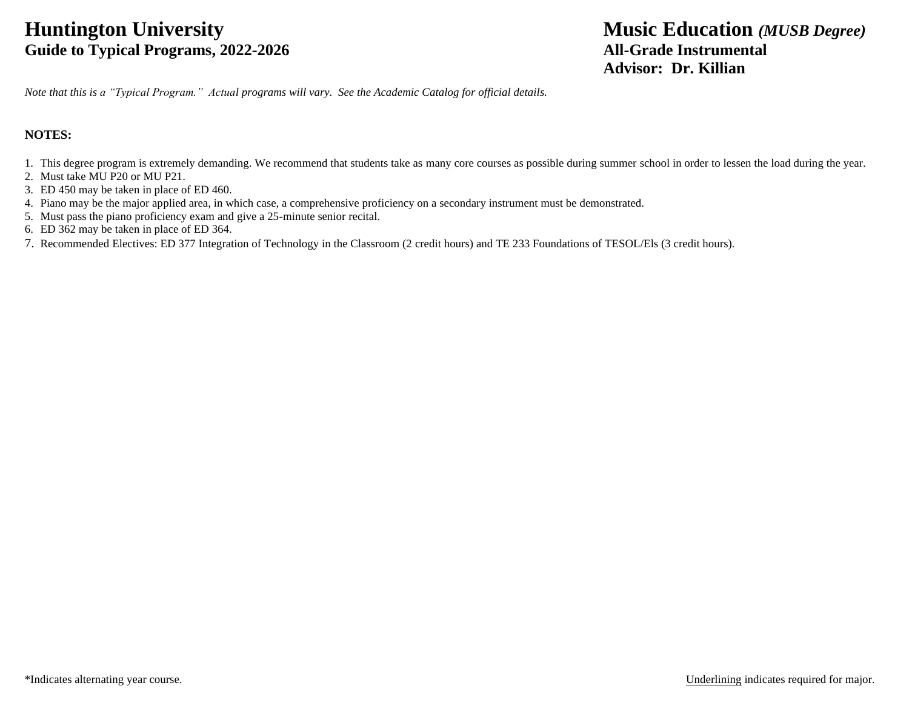# Huntington University
## Guide to Typical Programs, 2022-2026

# Music Education *(MUSB Degree)*
## All-Grade Instrumental
## Advisor: Dr. Killian

*Note that this is a "Typical Program." Actual programs will vary. See the Academic Catalog for official details.*

**NOTES:**

1. This degree program is extremely demanding. We recommend that students take as many core courses as possible during summer school in order to lessen the load during the year.
2. Must take MU P20 or MU P21.
3. ED 450 may be taken in place of ED 460.
4. Piano may be the major applied area, in which case, a comprehensive proficiency on a secondary instrument must be demonstrated.
5. Must pass the piano proficiency exam and give a 25-minute senior recital.
6. ED 362 may be taken in place of ED 364.
7. Recommended Electives: ED 377 Integration of Technology in the Classroom (2 credit hours) and TE 233 Foundations of TESOL/Els (3 credit hours).

*Indicates alternating year course.

<u>Underlining</u> indicates required for major.